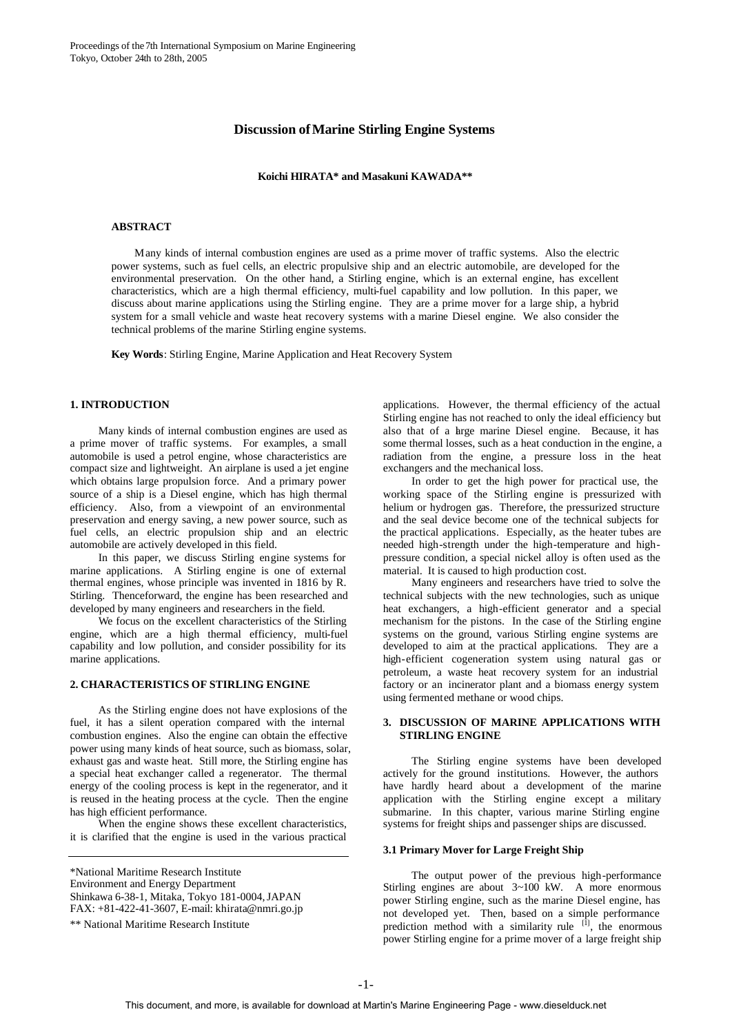# Discussion of Marine Stirling Engine Systems

**Koichi HIRATA\* and Masakuni KAWADA\*\***

**ABSTRACT**

Many kinds of internal combustion engines are used as a prime mover of traffic systems. Also the electric power systems, such as fuel cells, an electric propulsive ship and an electric automobile, are developed for the environmental preservation. On the other hand, a Stirling engine, which is an external engine, has excellent characteristics, which are a high thermal efficiency, multi-fuel capability and low pollution. In this paper, we discuss about marine applications using the Stirling engine. They are a prime mover for a large ship, a hybrid system for a small vehicle and waste heat recovery systems with a marine Diesel engine. We also consider the technical problems of the marine Stirling engine systems.

**Key Words**: Stirling Engine, Marine Application and Heat Recovery System

## 1. INTRODUCTION

Many kinds of internal combustion engines are used as a prime mover of traffic systems. For examples, a small automobile is used a petrol engine, whose characteristics are compact size and lightweight. An airplane is used a jet engine which obtains large propulsion force. And a primary power source of a ship is a Diesel engine, which has high thermal efficiency. Also, from a viewpoint of an environmental preservation and energy saving, a new power source, such as fuel cells, an electric propulsion ship and an electric automobile are actively developed in this field.

In this paper, we discuss Stirling engine systems for marine applications. A Stirling engine is one of external thermal engines, whose principle was invented in 1816 by R. Stirling. Thenceforward, the engine has been researched and developed by many engineers and researchers in the field.

We focus on the excellent characteristics of the Stirling engine, which are a high thermal efficiency, multi-fuel capability and low pollution, and consider possibility for its marine applications.

## 2. CHARACTERISTICS OF STIRLING ENGINE

As the Stirling engine does not have explosions of the fuel, it has a silent operation compared with the internal combustion engines. Also the engine can obtain the effective power using many kinds of heat source, such as biomass, solar, exhaust gas and waste heat. Still more, the Stirling engine has a special heat exchanger called a regenerator. The thermal energy of the cooling process is kept in the regenerator, and it is reused in the heating process at the cycle. Then the engine has high efficient performance.

When the engine shows these excellent characteristics, it is clarified that the engine is used in the various practical applications. However, the thermal efficiency of the actual Stirling engine has not reached to only the ideal efficiency but also that of a large marine Diesel engine. Because, it has some thermal losses, such as a heat conduction in the engine, a radiation from the engine, a pressure loss in the heat exchangers and the mechanical loss.

In order to get the high power for practical use, the working space of the Stirling engine is pressurized with helium or hydrogen gas. Therefore, the pressurized structure and the seal device become one of the technical subjects for the practical applications. Especially, as the heater tubes are needed high-strength under the high-temperature and high-pressure condition, a special nickel alloy is often used as the material. It is caused to high production cost.

Many engineers and researchers have tried to solve the technical subjects with the new technologies, such as unique heat exchangers, a high-efficient generator and a special mechanism for the pistons. In the case of the Stirling engine systems on the ground, various Stirling engine systems are developed to aim at the practical applications. They are a high-efficient cogeneration system using natural gas or petroleum, a waste heat recovery system for an industrial factory or an incinerator plant and a biomass energy system using fermented methane or wood chips.

## 3. DISCUSSION OF MARINE APPLICATIONS WITH STIRLING ENGINE

The Stirling engine systems have been developed actively for the ground institutions. However, the authors have hardly heard about a development of the marine application with the Stirling engine except a military submarine. In this chapter, various marine Stirling engine systems for freight ships and passenger ships are discussed.

### 3.1 Primary Mover for Large Freight Ship

The output power of the previous high-performance Stirling engines are about 3~100 kW. A more enormous power Stirling engine, such as the marine Diesel engine, has not developed yet. Then, based on a simple performance prediction method with a similarity rule [1], the enormous power Stirling engine for a prime mover of a large freight ship

---

\*National Maritime Research Institute
Environment and Energy Department
Shinkawa 6-38-1, Mitaka, Tokyo 181-0004, JAPAN
FAX: +81-422-41-3607, E-mail: khirata@nmri.go.jp

\*\* National Maritime Research Institute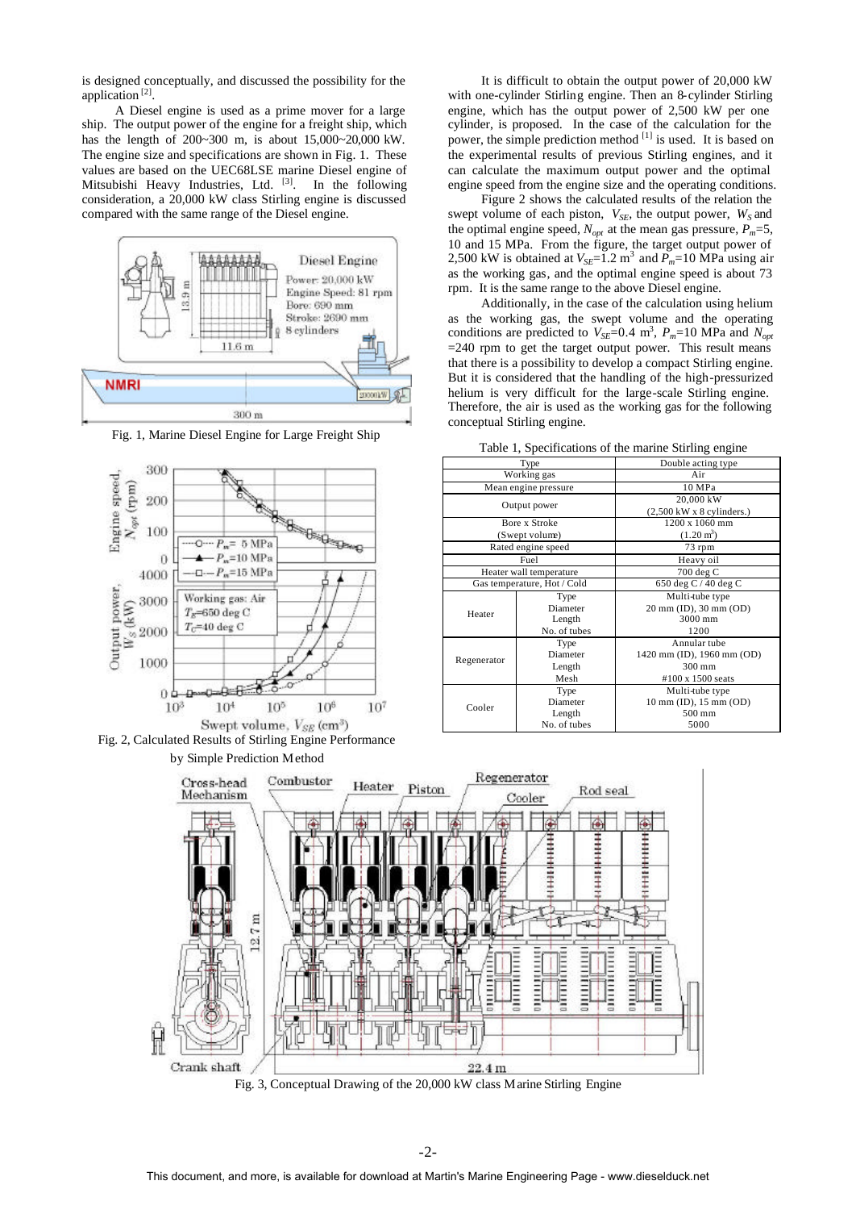is designed conceptually, and discussed the possibility for the application [2].

A Diesel engine is used as a prime mover for a large ship. The output power of the engine for a freight ship, which has the length of 200~300 m, is about 15,000~20,000 kW. The engine size and specifications are shown in Fig. 1. These values are based on the UEC68LSE marine Diesel engine of Mitsubishi Heavy Industries, Ltd. [3]. In the following consideration, a 20,000 kW class Stirling engine is discussed compared with the same range of the Diesel engine.

Fig. 1, Marine Diesel Engine for Large Freight Ship

Fig. 2, Calculated Results of Stirling Engine Performance by Simple Prediction Method

It is difficult to obtain the output power of 20,000 kW with one-cylinder Stirling engine. Then an 8-cylinder Stirling engine, which has the output power of 2,500 kW per one cylinder, is proposed. In the case of the calculation for the power, the simple prediction method [1] is used. It is based on the experimental results of previous Stirling engines, and it can calculate the maximum output power and the optimal engine speed from the engine size and the operating conditions.

Figure 2 shows the calculated results of the relation the swept volume of each piston, $V_{SE}$, the output power, $W_S$ and the optimal engine speed, $N_{opt}$ at the mean gas pressure, $P_m$=5, 10 and 15 MPa. From the figure, the target output power of 2,500 kW is obtained at $V_{SE}$=1.2 m$^3$ and $P_m$=10 MPa using air as the working gas, and the optimal engine speed is about 73 rpm. It is the same range to the above Diesel engine.

Additionally, in the case of the calculation using helium as the working gas, the swept volume and the operating conditions are predicted to $V_{SE}$=0.4 m$^3$, $P_m$=10 MPa and $N_{opt}$ =240 rpm to get the target output power. This result means that there is a possibility to develop a compact Stirling engine. But it is considered that the handling of the high-pressurized helium is very difficult for the large-scale Stirling engine. Therefore, the air is used as the working gas for the following conceptual Stirling engine.

Table 1, Specifications of the marine Stirling engine

| Type | | Double acting type |
|---|---|---|
| Working gas | | Air |
| Mean engine pressure | | 10 MPa |
| Output power | | 20,000 kW (2,500 kW x 8 cylinders.) |
| Bore x Stroke (Swept volume) | | 1200 x 1060 mm (1.20 m$^3$) |
| Rated engine speed | | 73 rpm |
| Fuel | | Heavy oil |
| Heater wall temperature | | 700 deg C |
| Gas temperature, Hot / Cold | | 650 deg C / 40 deg C |
| Heater | Type | Multi-tube type |
| | Diameter | 20 mm (ID), 30 mm (OD) |
| | Length | 3000 mm |
| | No. of tubes | 1200 |
| Regenerator | Type | Annular tube |
| | Diameter | 1420 mm (ID), 1960 mm (OD) |
| | Length | 300 mm |
| | Mesh | #100 x 1500 seats |
| Cooler | Type | Multi-tube type |
| | Diameter | 10 mm (ID), 15 mm (OD) |
| | Length | 500 mm |
| | No. of tubes | 5000 |

Fig. 3, Conceptual Drawing of the 20,000 kW class Marine Stirling Engine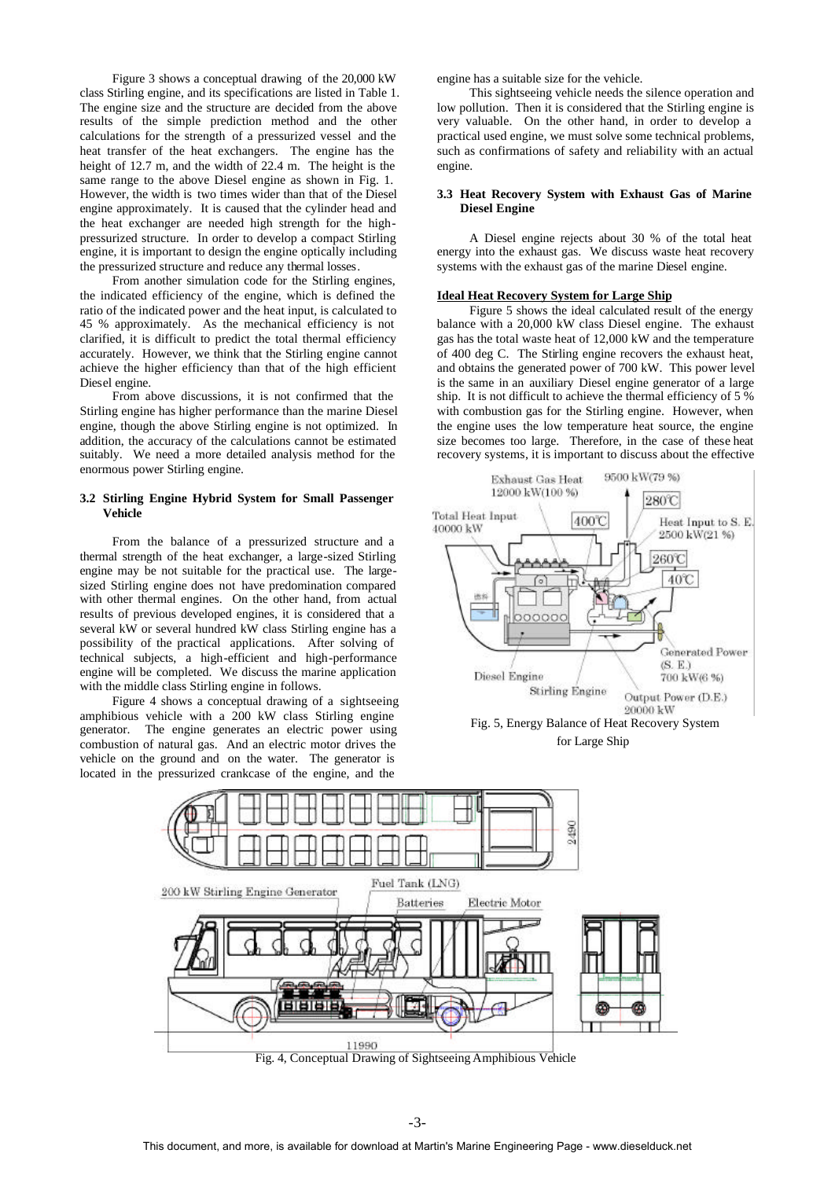Figure 3 shows a conceptual drawing of the 20,000 kW class Stirling engine, and its specifications are listed in Table 1. The engine size and the structure are decided from the above results of the simple prediction method and the other calculations for the strength of a pressurized vessel and the heat transfer of the heat exchangers. The engine has the height of 12.7 m, and the width of 22.4 m. The height is the same range to the above Diesel engine as shown in Fig. 1. However, the width is two times wider than that of the Diesel engine approximately. It is caused that the cylinder head and the heat exchanger are needed high strength for the high-pressurized structure. In order to develop a compact Stirling engine, it is important to design the engine optically including the pressurized structure and reduce any thermal losses.

From another simulation code for the Stirling engines, the indicated efficiency of the engine, which is defined the ratio of the indicated power and the heat input, is calculated to 45 % approximately. As the mechanical efficiency is not clarified, it is difficult to predict the total thermal efficiency accurately. However, we think that the Stirling engine cannot achieve the higher efficiency than that of the high efficient Diesel engine.

From above discussions, it is not confirmed that the Stirling engine has higher performance than the marine Diesel engine, though the above Stirling engine is not optimized. In addition, the accuracy of the calculations cannot be estimated suitably. We need a more detailed analysis method for the enormous power Stirling engine.

### 3.2 Stirling Engine Hybrid System for Small Passenger Vehicle

From the balance of a pressurized structure and a thermal strength of the heat exchanger, a large-sized Stirling engine may be not suitable for the practical use. The large-sized Stirling engine does not have predomination compared with other thermal engines. On the other hand, from actual results of previous developed engines, it is considered that a several kW or several hundred kW class Stirling engine has a possibility of the practical applications. After solving of technical subjects, a high-efficient and high-performance engine will be completed. We discuss the marine application with the middle class Stirling engine in follows.

Figure 4 shows a conceptual drawing of a sightseeing amphibious vehicle with a 200 kW class Stirling engine generator. The engine generates an electric power using combustion of natural gas. And an electric motor drives the vehicle on the ground and on the water. The generator is located in the pressurized crankcase of the engine, and the engine has a suitable size for the vehicle.

This sightseeing vehicle needs the silence operation and low pollution. Then it is considered that the Stirling engine is very valuable. On the other hand, in order to develop a practical used engine, we must solve some technical problems, such as confirmations of safety and reliability with an actual engine.

### 3.3 Heat Recovery System with Exhaust Gas of Marine Diesel Engine

A Diesel engine rejects about 30 % of the total heat energy into the exhaust gas. We discuss waste heat recovery systems with the exhaust gas of the marine Diesel engine.

**Ideal Heat Recovery System for Large Ship**

Figure 5 shows the ideal calculated result of the energy balance with a 20,000 kW class Diesel engine. The exhaust gas has the total waste heat of 12,000 kW and the temperature of 400 deg C. The Stirling engine recovers the exhaust heat, and obtains the generated power of 700 kW. This power level is the same in an auxiliary Diesel engine generator of a large ship. It is not difficult to achieve the thermal efficiency of 5 % with combustion gas for the Stirling engine. However, when the engine uses the low temperature heat source, the engine size becomes too large. Therefore, in the case of these heat recovery systems, it is important to discuss about the effective

Fig. 5, Energy Balance of Heat Recovery System for Large Ship

Fig. 4, Conceptual Drawing of Sightseeing Amphibious Vehicle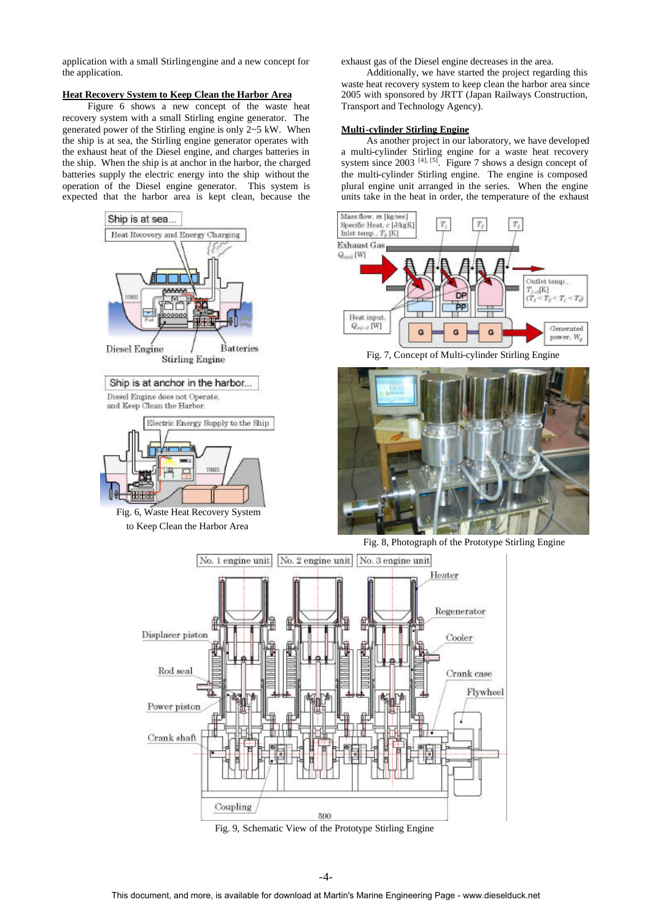application with a small Stirling engine and a new concept for the application.

**Heat Recovery System to Keep Clean the Harbor Area**

Figure 6 shows a new concept of the waste heat recovery system with a small Stirling engine generator. The generated power of the Stirling engine is only 2~5 kW. When the ship is at sea, the Stirling engine generator operates with the exhaust heat of the Diesel engine, and charges batteries in the ship. When the ship is at anchor in the harbor, the charged batteries supply the electric energy into the ship without the operation of the Diesel engine generator. This system is expected that the harbor area is kept clean, because the exhaust gas of the Diesel engine decreases in the area.

Additionally, we have started the project regarding this waste heat recovery system to keep clean the harbor area since 2005 with sponsored by JRTT (Japan Railways Construction, Transport and Technology Agency).

Fig. 6, Waste Heat Recovery System to Keep Clean the Harbor Area

**Multi-cylinder Stirling Engine**

As another project in our laboratory, we have developed a multi-cylinder Stirling engine for a waste heat recovery system since 2003 [4], [5]. Figure 7 shows a design concept of the multi-cylinder Stirling engine. The engine is composed plural engine unit arranged in the series. When the engine units take in the heat in order, the temperature of the exhaust

Fig. 7, Concept of Multi-cylinder Stirling Engine

Fig. 8, Photograph of the Prototype Stirling Engine

Fig. 9, Schematic View of the Prototype Stirling Engine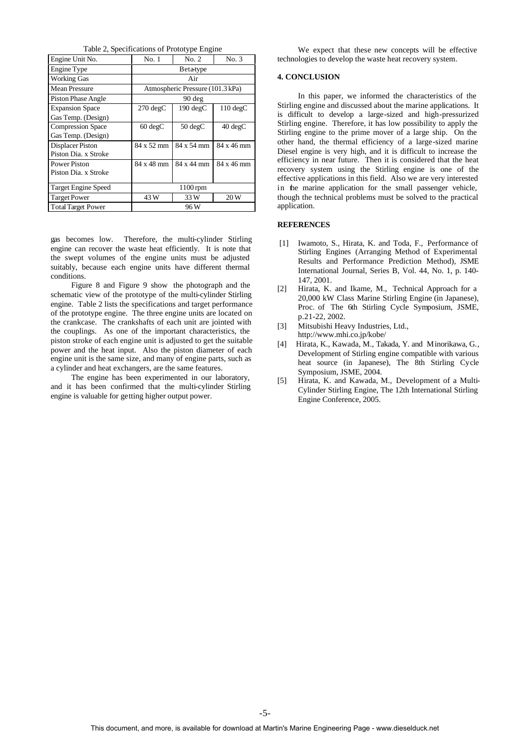Table 2, Specifications of Prototype Engine

| Engine Unit No. | No. 1 | No. 2 | No. 3 |
|---|---|---|---|
| Engine Type | Beta-type | | |
| Working Gas | Air | | |
| Mean Pressure | Atmospheric Pressure (101.3 kPa) | | |
| Piston Phase Angle | 90 deg | | |
| Expansion Space Gas Temp. (Design) | 270 degC | 190 degC | 110 degC |
| Compression Space Gas Temp. (Design) | 60 degC | 50 degC | 40 degC |
| Displacer Piston Piston Dia. x Stroke | 84 x 52 mm | 84 x 54 mm | 84 x 46 mm |
| Power Piston Piston Dia. x Stroke | 84 x 48 mm | 84 x 44 mm | 84 x 46 mm |
| Target Engine Speed | 1100 rpm | | |
| Target Power | 43 W | 33 W | 20 W |
| Total Target Power | 96 W | | |

gas becomes low. Therefore, the multi-cylinder Stirling engine can recover the waste heat efficiently. It is note that the swept volumes of the engine units must be adjusted suitably, because each engine units have different thermal conditions.

Figure 8 and Figure 9 show the photograph and the schematic view of the prototype of the multi-cylinder Stirling engine. Table 2 lists the specifications and target performance of the prototype engine. The three engine units are located on the crankcase. The crankshafts of each unit are jointed with the couplings. As one of the important characteristics, the piston stroke of each engine unit is adjusted to get the suitable power and the heat input. Also the piston diameter of each engine unit is the same size, and many of engine parts, such as a cylinder and heat exchangers, are the same features.

The engine has been experimented in our laboratory, and it has been confirmed that the multi-cylinder Stirling engine is valuable for getting higher output power.

We expect that these new concepts will be effective technologies to develop the waste heat recovery system.

## 4. CONCLUSION

In this paper, we informed the characteristics of the Stirling engine and discussed about the marine applications. It is difficult to develop a large-sized and high-pressurized Stirling engine. Therefore, it has low possibility to apply the Stirling engine to the prime mover of a large ship. On the other hand, the thermal efficiency of a large-sized marine Diesel engine is very high, and it is difficult to increase the efficiency in near future. Then it is considered that the heat recovery system using the Stirling engine is one of the effective applications in this field. Also we are very interested in the marine application for the small passenger vehicle, though the technical problems must be solved to the practical application.

## REFERENCES

[1] Iwamoto, S., Hirata, K. and Toda, F., Performance of Stirling Engines (Arranging Method of Experimental Results and Performance Prediction Method), JSME International Journal, Series B, Vol. 44, No. 1, p. 140-147, 2001.

[2] Hirata, K. and Ikame, M., Technical Approach for a 20,000 kW Class Marine Stirling Engine (in Japanese), Proc. of The 6th Stirling Cycle Symposium, JSME, p.21-22, 2002.

[3] Mitsubishi Heavy Industries, Ltd., http://www.mhi.co.jp/kobe/

[4] Hirata, K., Kawada, M., Takada, Y. and Minorikawa, G., Development of Stirling engine compatible with various heat source (in Japanese), The 8th Stirling Cycle Symposium, JSME, 2004.

[5] Hirata, K. and Kawada, M., Development of a Multi-Cylinder Stirling Engine, The 12th International Stirling Engine Conference, 2005.